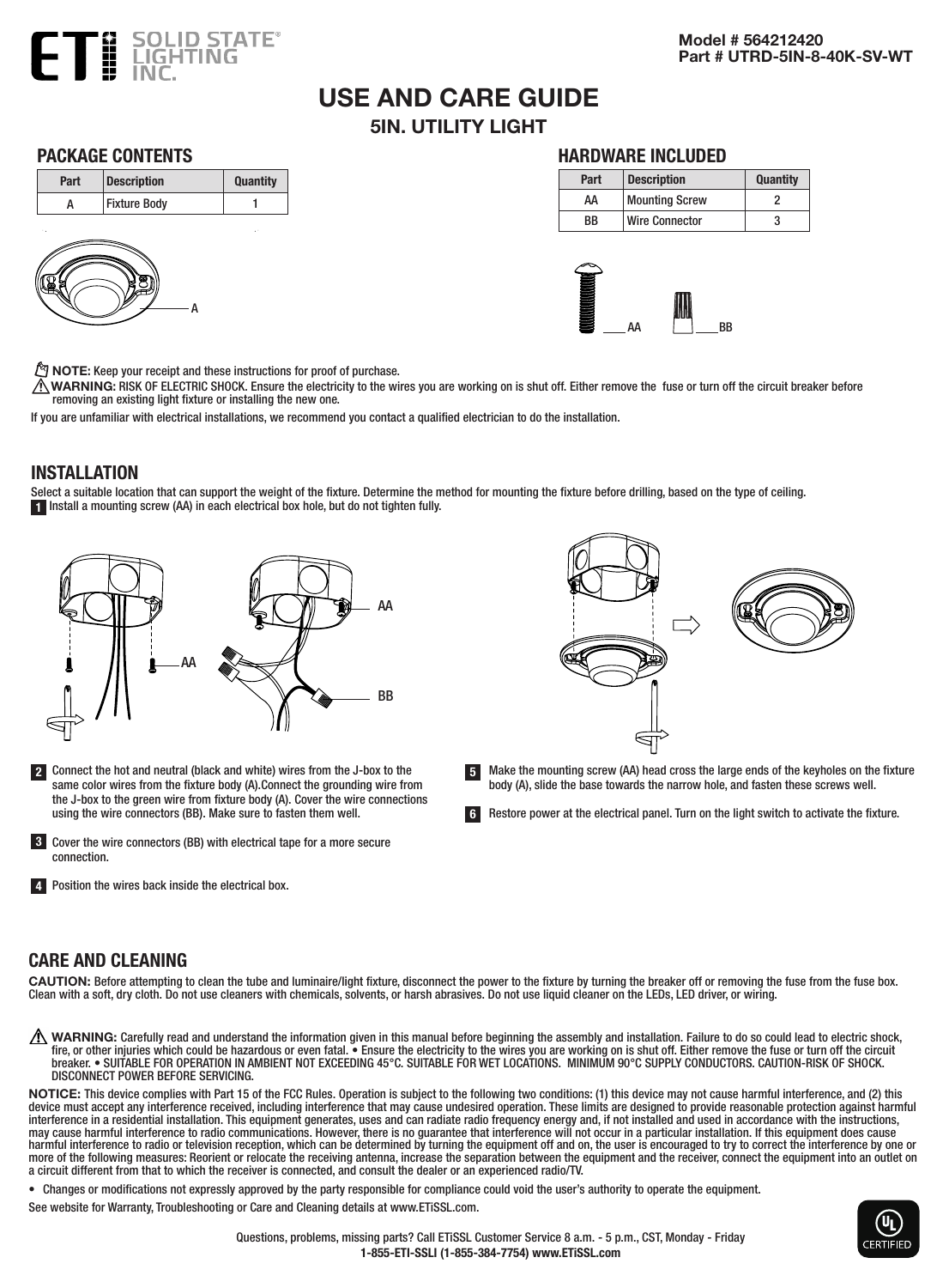ETi SOLID STATE® LIGHTING INC.

**Model # 564212420**
**Part # UTRD-5IN-8-40K-SV-WT**

# USE AND CARE GUIDE

## 5IN. UTILITY LIGHT

### PACKAGE CONTENTS

| Part | Description | Quantity |
|---|---|---|
| A | Fixture Body | 1 |

### HARDWARE INCLUDED

| Part | Description | Quantity |
|---|---|---|
| AA | Mounting Screw | 2 |
| BB | Wire Connector | 3 |

**NOTE:** Keep your receipt and these instructions for proof of purchase.

**WARNING:** RISK OF ELECTRIC SHOCK. Ensure the electricity to the wires you are working on is shut off. Either remove the fuse or turn off the circuit breaker before removing an existing light fixture or installing the new one.

If you are unfamiliar with electrical installations, we recommend you contact a qualified electrician to do the installation.

### INSTALLATION

Select a suitable location that can support the weight of the fixture. Determine the method for mounting the fixture before drilling, based on the type of ceiling.

1. Install a mounting screw (AA) in each electrical box hole, but do not tighten fully.
2. Connect the hot and neutral (black and white) wires from the J-box to the same color wires from the fixture body (A).Connect the grounding wire from the J-box to the green wire from fixture body (A). Cover the wire connections using the wire connectors (BB). Make sure to fasten them well.
3. Cover the wire connectors (BB) with electrical tape for a more secure connection.
4. Position the wires back inside the electrical box.
5. Make the mounting screw (AA) head cross the large ends of the keyholes on the fixture body (A), slide the base towards the narrow hole, and fasten these screws well.
6. Restore power at the electrical panel. Turn on the light switch to activate the fixture.

### CARE AND CLEANING

**CAUTION:** Before attempting to clean the tube and luminaire/light fixture, disconnect the power to the fixture by turning the breaker off or removing the fuse from the fuse box. Clean with a soft, dry cloth. Do not use cleaners with chemicals, solvents, or harsh abrasives. Do not use liquid cleaner on the LEDs, LED driver, or wiring.

**WARNING:** Carefully read and understand the information given in this manual before beginning the assembly and installation. Failure to do so could lead to electric shock, fire, or other injuries which could be hazardous or even fatal. • Ensure the electricity to the wires you are working on is shut off. Either remove the fuse or turn off the circuit breaker. • SUITABLE FOR OPERATION IN AMBIENT NOT EXCEEDING 45°C. SUITABLE FOR WET LOCATIONS. MINIMUM 90°C SUPPLY CONDUCTORS. CAUTION-RISK OF SHOCK. DISCONNECT POWER BEFORE SERVICING.

**NOTICE:** This device complies with Part 15 of the FCC Rules. Operation is subject to the following two conditions: (1) this device may not cause harmful interference, and (2) this device must accept any interference received, including interference that may cause undesired operation. These limits are designed to provide reasonable protection against harmful interference in a residential installation. This equipment generates, uses and can radiate radio frequency energy and, if not installed and used in accordance with the instructions, may cause harmful interference to radio communications. However, there is no guarantee that interference will not occur in a particular installation. If this equipment does cause harmful interference to radio or television reception, which can be determined by turning the equipment off and on, the user is encouraged to try to correct the interference by one or more of the following measures: Reorient or relocate the receiving antenna, increase the separation between the equipment and the receiver, connect the equipment into an outlet on a circuit different from that to which the receiver is connected, and consult the dealer or an experienced radio/TV.

- Changes or modifications not expressly approved by the party responsible for compliance could void the user's authority to operate the equipment.

See website for Warranty, Troubleshooting or Care and Cleaning details at www.ETiSSL.com.

Questions, problems, missing parts? Call ETiSSL Customer Service 8 a.m. - 5 p.m., CST, Monday - Friday
**1-855-ETI-SSLI (1-855-384-7754) www.ETiSSL.com**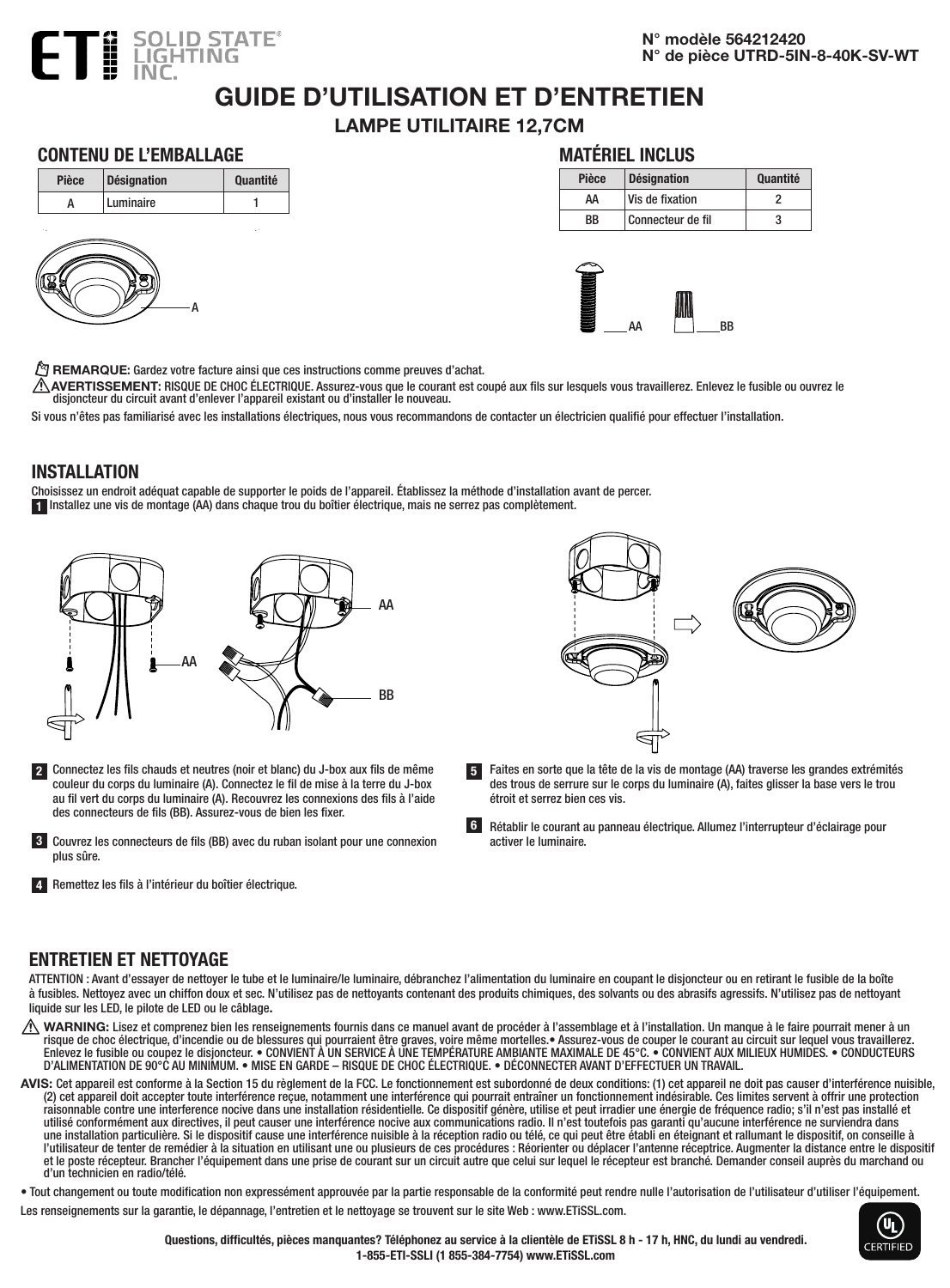**N° modèle 564212420**
**N° de pièce UTRD-5IN-8-40K-SV-WT**

# GUIDE D'UTILISATION ET D'ENTRETIEN

## LAMPE UTILITAIRE 12,7CM

### CONTENU DE L'EMBALLAGE

| Pièce | Désignation | Quantité |
|---|---|---|
| A | Luminaire | 1 |

### MATÉRIEL INCLUS

| Pièce | Désignation | Quantité |
|---|---|---|
| AA | Vis de fixation | 2 |
| BB | Connecteur de fil | 3 |

**REMARQUE:** Gardez votre facture ainsi que ces instructions comme preuves d'achat.

**AVERTISSEMENT:** RISQUE DE CHOC ÉLECTRIQUE. Assurez-vous que le courant est coupé aux fils sur lesquels vous travaillerez. Enlevez le fusible ou ouvrez le disjoncteur du circuit avant d'enlever l'appareil existant ou d'installer le nouveau.

Si vous n'êtes pas familiarisé avec les installations électriques, nous vous recommandons de contacter un électricien qualifié pour effectuer l'installation.

### INSTALLATION

Choisissez un endroit adéquat capable de supporter le poids de l'appareil. Établissez la méthode d'installation avant de percer.

1. Installez une vis de montage (AA) dans chaque trou du boîtier électrique, mais ne serrez pas complètement.
2. Connectez les fils chauds et neutres (noir et blanc) du J-box aux fils de même couleur du corps du luminaire (A). Connectez le fil de mise à la terre du J-box au fil vert du corps du luminaire (A). Recouvrez les connexions des fils à l'aide des connecteurs de fils (BB). Assurez-vous de bien les fixer.
3. Couvrez les connecteurs de fils (BB) avec du ruban isolant pour une connexion plus sûre.
4. Remettez les fils à l'intérieur du boîtier électrique.
5. Faites en sorte que la tête de la vis de montage (AA) traverse les grandes extrémités des trous de serrure sur le corps du luminaire (A), faites glisser la base vers le trou étroit et serrez bien ces vis.
6. Rétablir le courant au panneau électrique. Allumez l'interrupteur d'éclairage pour activer le luminaire.

### ENTRETIEN ET NETTOYAGE

ATTENTION : Avant d'essayer de nettoyer le tube et le luminaire/le luminaire, débranchez l'alimentation du luminaire en coupant le disjoncteur ou en retirant le fusible de la boîte à fusibles. Nettoyez avec un chiffon doux et sec. N'utilisez pas de nettoyants contenant des produits chimiques, des solvants ou des abrasifs agressifs. N'utilisez pas de nettoyant liquide sur les LED, le pilote de LED ou le câblage.

**WARNING:** Lisez et comprenez bien les renseignements fournis dans ce manuel avant de procéder à l'assemblage et à l'installation. Un manque à le faire pourrait mener à un risque de choc électrique, d'incendie ou de blessures qui pourraient être graves, voire même mortelles.• Assurez-vous de couper le courant au circuit sur lequel vous travaillerez. Enlevez le fusible ou coupez le disjoncteur. • CONVIENT À UN SERVICE À UNE TEMPÉRATURE AMBIANTE MAXIMALE DE 45°C. • CONVIENT AUX MILIEUX HUMIDES. • CONDUCTEURS D'ALIMENTATION DE 90°C AU MINIMUM. • MISE EN GARDE – RISQUE DE CHOC ÉLECTRIQUE. • DÉCONNECTER AVANT D'EFFECTUER UN TRAVAIL.

**AVIS:** Cet appareil est conforme à la Section 15 du règlement de la FCC. Le fonctionnement est subordonné de deux conditions: (1) cet appareil ne doit pas causer d'interférence nuisible, (2) cet appareil doit accepter toute interférence reçue, notamment une interférence qui pourrait entraîner un fonctionnement indésirable. Ces limites servent à offrir une protection raisonnable contre une interférence nocive dans une installation résidentielle. Ce dispositif génère, utilise et peut irradier une énergie de fréquence radio; s'il n'est pas installé et utilisé conformément aux directives, il peut causer une interférence nocive aux communications radio. Il n'est toutefois pas garanti qu'aucune interférence ne surviendra dans une installation particulière. Si le dispositif cause une interférence nuisible à la réception radio ou télé, ce qui peut être établi en éteignant et rallumant le dispositif, on conseille à l'utilisateur de tenter de remédier à la situation en utilisant une ou plusieurs de ces procédures : Réorienter ou déplacer l'antenne réceptrice. Augmenter la distance entre le dispositif et le poste récepteur. Brancher l'équipement dans une prise de courant sur un circuit autre que celui sur lequel le récepteur est branché. Demander conseil auprès du marchand ou d'un technicien en radio/télé.

• Tout changement ou toute modification non expressément approuvée par la partie responsable de la conformité peut rendre nulle l'autorisation de l'utilisateur d'utiliser l'équipement.

Les renseignements sur la garantie, le dépannage, l'entretien et le nettoyage se trouvent sur le site Web : www.ETiSSL.com.

**Questions, difficultés, pièces manquantes? Téléphonez au service à la clientèle de ETiSSL 8 h - 17 h, HNC, du lundi au vendredi.**
**1-855-ETI-SSLI (1 855-384-7754) www.ETiSSL.com**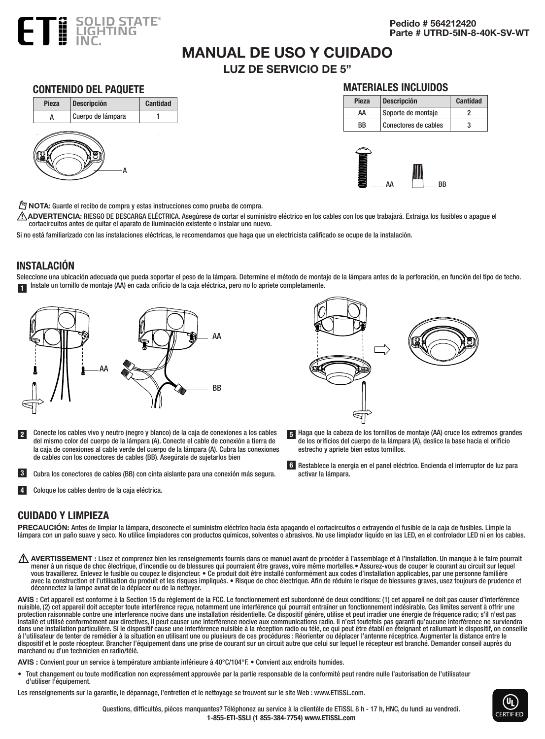**Pedido # 564212420**
**Parte # UTRD-5IN-8-40K-SV-WT**

# MANUAL DE USO Y CUIDADO

## LUZ DE SERVICIO DE 5"

### CONTENIDO DEL PAQUETE

| Pieza | Descripción | Cantidad |
|---|---|---|
| A | Cuerpo de lámpara | 1 |

A

### MATERIALES INCLUIDOS

| Pieza | Descripción | Cantidad |
|---|---|---|
| AA | Soporte de montaje | 2 |
| BB | Conectores de cables | 3 |

AA BB

**NOTA:** Guarde el recibo de compra y estas instrucciones como prueba de compra.

**ADVERTENCIA:** RIESGO DE DESCARGA ELÉCTRICA. Asegúrese de cortar el suministro eléctrico en los cables con los que trabajará. Extraiga los fusibles o apague el cortacircuitos antes de quitar el aparato de iluminación existente o instalar uno nuevo.

Si no está familiarizado con las instalaciones eléctricas, le recomendamos que haga que un electricista calificado se ocupe de la instalación.

### INSTALACIÓN

Seleccione una ubicación adecuada que pueda soportar el peso de la lámpara. Determine el método de montaje de la lámpara antes de la perforación, en función del tipo de techo.

**1** Instale un tornillo de montaje (AA) en cada orificio de la caja eléctrica, pero no lo apriete completamente.

AA AA BB

**2** Conecte los cables vivo y neutro (negro y blanco) de la caja de conexiones a los cables del mismo color del cuerpo de la lámpara (A). Conecte el cable de conexión a tierra de la caja de conexiones al cable verde del cuerpo de la lámpara (A). Cubra las conexiones de cables con los conectores de cables (BB). Asegúrate de sujetarlos bien

**3** Cubra los conectores de cables (BB) con cinta aislante para una conexión más segura.

**4** Coloque los cables dentro de la caja eléctrica.

**5** Haga que la cabeza de los tornillos de montaje (AA) cruce los extremos grandes de los orificios del cuerpo de la lámpara (A), deslice la base hacia el orificio estrecho y apriete bien estos tornillos.

**6** Restablece la energía en el panel eléctrico. Encienda el interruptor de luz para activar la lámpara.

### CUIDADO Y LIMPIEZA

**PRECAUCIÓN:** Antes de limpiar la lámpara, desconecte el suministro eléctrico hacia ésta apagando el cortacircuitos o extrayendo el fusible de la caja de fusibles. Limpie la lámpara con un paño suave y seco. No utilice limpiadores con productos químicos, solventes o abrasivos. No use limpiador líquido en las LED, en el controlador LED ni en los cables.

**AVERTISSEMENT :** Lisez et comprenez bien les renseignements fournis dans ce manuel avant de procéder à l'assemblage et à l'installation. Un manque à le faire pourrait mener à un risque de choc électrique, d'incendie ou de blessures qui pourraient être graves, voire même mortelles.• Assurez-vous de couper le courant au circuit sur lequel vous travaillerez. Enlevez le fusible ou coupez le disjoncteur. • Ce produit doit être installé conformément aux codes d'installation applicables, par une personne familière avec la construction et l'utilisation du produit et les risques impliqués. • Risque de choc électrique. Afin de réduire le risque de blessures graves, usez toujours de prudence et déconnectez la lampe avnat de la déplacer ou de la nettoyer.

**AVIS :** Cet appareil est conforme à la Section 15 du règlement de la FCC. Le fonctionnement est subordonné de deux conditions: (1) cet appareil ne doit pas causer d'interférence nuisible, (2) cet appareil doit accepter toute interférence reçue, notamment une interférence qui pourrait entraîner un fonctionnement indésirable. Ces limites servent à offrir une protection raisonnable contre une interference nocive dans une installation résidentielle. Ce dispositif génère, utilise et peut irradier une énergie de fréquence radio; s'il n'est pas installé et utilisé conformément aux directives, il peut causer une interférence nocive aux communications radio. Il n'est toutefois pas garanti qu'aucune interférence ne surviendra dans une installation particulière. Si le dispositif cause une interférence nuisible à la réception radio ou télé, ce qui peut être établi en éteignant et rallumant le dispositif, on conseille à l'utilisateur de tenter de remédier à la situation en utilisant une ou plusieurs de ces procédures : Réorienter ou déplacer l'antenne réceptrice. Augmenter la distance entre le dispositif et le poste récepteur. Brancher l'équipement dans une prise de courant sur un circuit autre que celui sur lequel le récepteur est branché. Demander conseil auprès du marchand ou d'un technicien en radio/télé.

**AVIS :** Convient pour un service à température ambiante inférieure à 40°C/104°F. • Convient aux endroits humides.

- Tout changement ou toute modification non expressément approuvée par la partie responsable de la conformité peut rendre nulle l'autorisation de l'utilisateur d'utiliser l'équipement.

Les renseignements sur la garantie, le dépannage, l'entretien et le nettoyage se trouvent sur le site Web : www.ETiSSL.com.

Questions, difficultés, pièces manquantes? Téléphonez au service à la clientèle de ETiSSL 8 h - 17 h, HNC, du lundi au vendredi.
**1-855-ETI-SSLI (1 855-384-7754) www.ETiSSL.com**